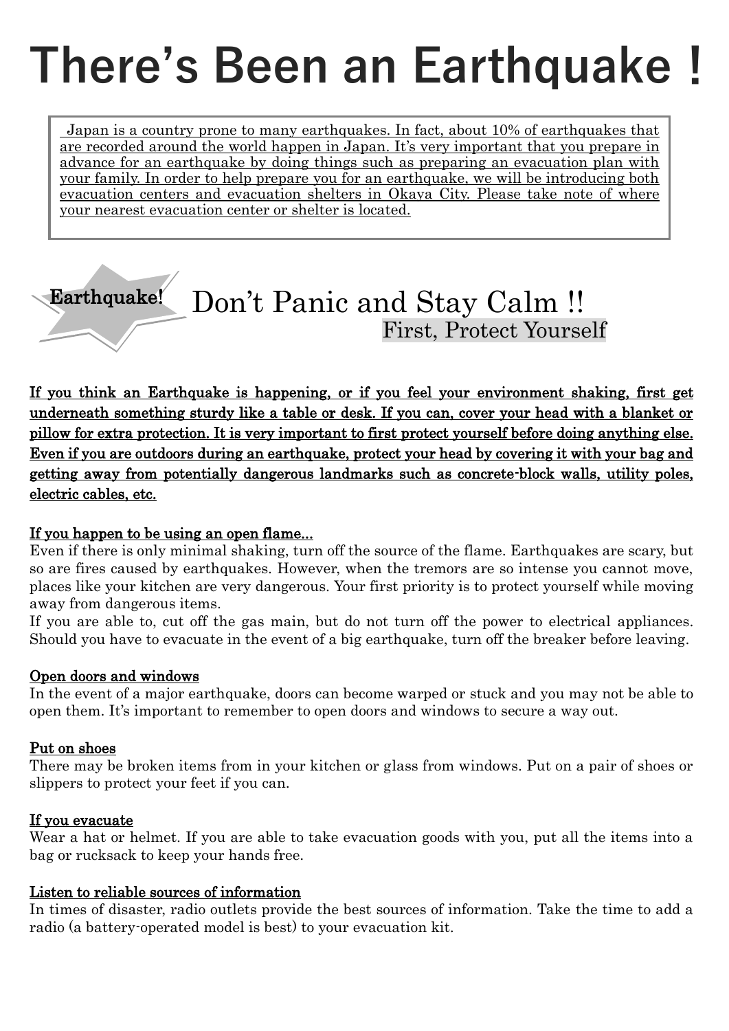# There's Been an Earthquake !

Japan is a country prone to many earthquakes. In fact, about 10% of earthquakes that are recorded around the world happen in Japan. It's very important that you prepare in advance for an earthquake by doing things such as preparing an evacuation plan with your family. In order to help prepare you for an earthquake, we will be introducing both evacuation centers and evacuation shelters in Okaya City. Please take note of where your nearest evacuation center or shelter is located.

## Earthquake! Don't Panic and Stay Calm !!

### First, Protect Yourself

**If you think an Earthquake is happening, or if you feel your environment shaking, first get underneath something sturdy like a table or desk. If you can, cover your head with a blanket or pillow for extra protection. It is very important to first protect yourself before doing anything else. Even if you are outdoors during an earthquake, protect your head by covering it with your bag and getting away from potentially dangerous landmarks such as concrete-block walls, utility poles, electric cables, etc.**

**If you happen to be using an open flame…**

Even if there is only minimal shaking, turn off the source of the flame. Earthquakes are scary, but so are fires caused by earthquakes. However, when the tremors are so intense you cannot move, places like your kitchen are very dangerous. Your first priority is to protect yourself while moving away from dangerous items.

If you are able to, cut off the gas main, but do not turn off the power to electrical appliances. Should you have to evacuate in the event of a big earthquake, turn off the breaker before leaving.

**Open doors and windows**

In the event of a major earthquake, doors can become warped or stuck and you may not be able to open them. It's important to remember to open doors and windows to secure a way out.

**Put on shoes**

There may be broken items from in your kitchen or glass from windows. Put on a pair of shoes or slippers to protect your feet if you can.

**If you evacuate**

Wear a hat or helmet. If you are able to take evacuation goods with you, put all the items into a bag or rucksack to keep your hands free.

**Listen to reliable sources of information**

In times of disaster, radio outlets provide the best sources of information. Take the time to add a radio (a battery-operated model is best) to your evacuation kit.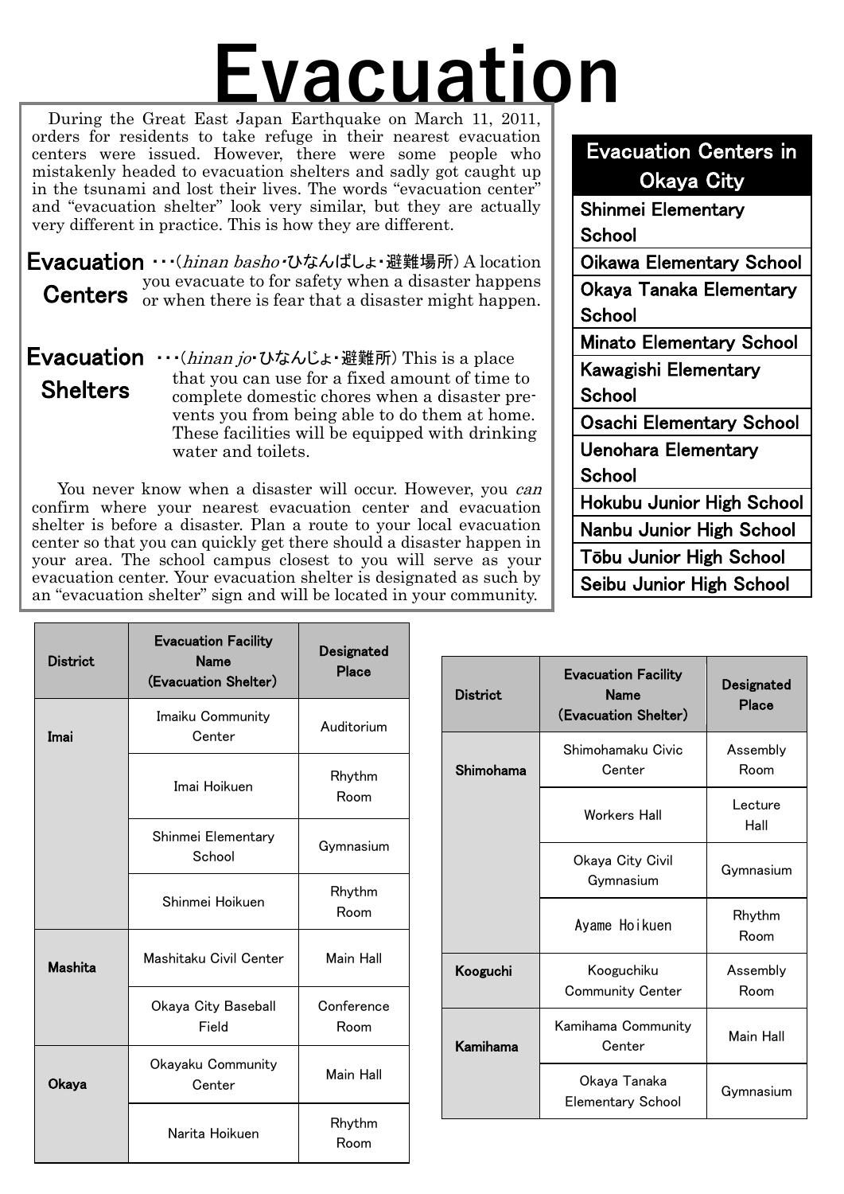# Evacuation

During the Great East Japan Earthquake on March 11, 2011, orders for residents to take refuge in their nearest evacuation centers were issued. However, there were some people who mistakenly headed to evacuation shelters and sadly got caught up in the tsunami and lost their lives. The words "evacuation center" and "evacuation shelter" look very similar, but they are actually very different in practice. This is how they are different.

**Evacuation Centers** ･･･(*hinan basho*･ひなんばしょ･避難場所) A location you evacuate to for safety when a disaster happens or when there is fear that a disaster might happen.

**Evacuation Shelters** ･･･(*hinan jo*･ひなんじょ･避難所) This is a place that you can use for a fixed amount of time to complete domestic chores when a disaster prevents you from being able to do them at home. These facilities will be equipped with drinking water and toilets.

You never know when a disaster will occur. However, you *can* confirm where your nearest evacuation center and evacuation shelter is before a disaster. Plan a route to your local evacuation center so that you can quickly get there should a disaster happen in your area. The school campus closest to you will serve as your evacuation center. Your evacuation shelter is designated as such by an "evacuation shelter" sign and will be located in your community.

| Evacuation Centers in Okaya City |
|---|
| Shinmei Elementary School |
| Oikawa Elementary School |
| Okaya Tanaka Elementary School |
| Minato Elementary School |
| Kawagishi Elementary School |
| Osachi Elementary School |
| Uenohara Elementary School |
| Hokubu Junior High School |
| Nanbu Junior High School |
| Tōbu Junior High School |
| Seibu Junior High School |

| District | Evacuation Facility Name (Evacuation Shelter) | Designated Place |
|---|---|---|
| Imai | Imaiku Community Center | Auditorium |
| | Imai Hoikuen | Rhythm Room |
| | Shinmei Elementary School | Gymnasium |
| | Shinmei Hoikuen | Rhythm Room |
| Mashita | Mashitaku Civil Center | Main Hall |
| | Okaya City Baseball Field | Conference Room |
| Okaya | Okayaku Community Center | Main Hall |
| | Narita Hoikuen | Rhythm Room |

| District | Evacuation Facility Name (Evacuation Shelter) | Designated Place |
|---|---|---|
| Shimohama | Shimohamaku Civic Center | Assembly Room |
| | Workers Hall | Lecture Hall |
| | Okaya City Civil Gymnasium | Gymnasium |
| | Ayame Hoikuen | Rhythm Room |
| Kooguchi | Kooguchiku Community Center | Assembly Room |
| Kamihama | Kamihama Community Center | Main Hall |
| | Okaya Tanaka Elementary School | Gymnasium |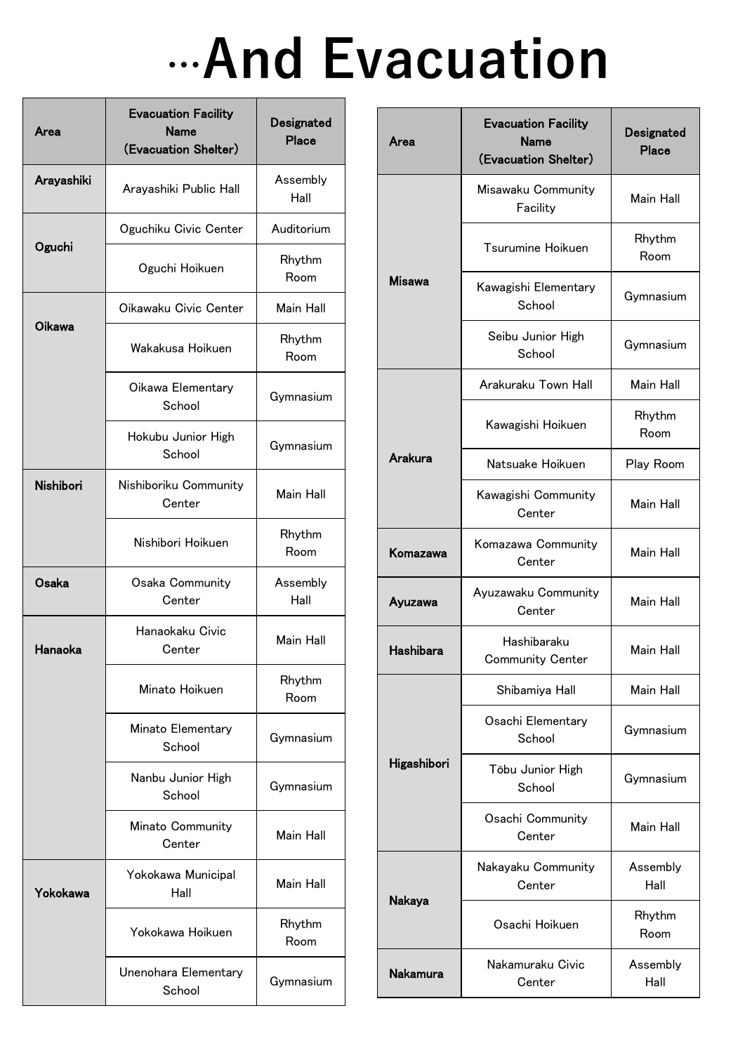# …And Evacuation

| Area | Evacuation Facility Name (Evacuation Shelter) | Designated Place |
|---|---|---|
| Arayashiki | Arayashiki Public Hall | Assembly Hall |
| Oguchi | Oguchiku Civic Center | Auditorium |
| | Oguchi Hoikuen | Rhythm Room |
| Oikawa | Oikawaku Civic Center | Main Hall |
| | Wakakusa Hoikuen | Rhythm Room |
| | Oikawa Elementary School | Gymnasium |
| | Hokubu Junior High School | Gymnasium |
| Nishibori | Nishiboriku Community Center | Main Hall |
| | Nishibori Hoikuen | Rhythm Room |
| Osaka | Osaka Community Center | Assembly Hall |
| Hanaoka | Hanaokaku Civic Center | Main Hall |
| | Minato Hoikuen | Rhythm Room |
| | Minato Elementary School | Gymnasium |
| | Nanbu Junior High School | Gymnasium |
| | Minato Community Center | Main Hall |
| Yokokawa | Yokokawa Municipal Hall | Main Hall |
| | Yokokawa Hoikuen | Rhythm Room |
| | Unenohara Elementary School | Gymnasium |

| Area | Evacuation Facility Name (Evacuation Shelter) | Designated Place |
|---|---|---|
| Misawa | Misawaku Community Facility | Main Hall |
| | Tsurumine Hoikuen | Rhythm Room |
| | Kawagishi Elementary School | Gymnasium |
| | Seibu Junior High School | Gymnasium |
| Arakura | Arakuraku Town Hall | Main Hall |
| | Kawagishi Hoikuen | Rhythm Room |
| | Natsuake Hoikuen | Play Room |
| | Kawagishi Community Center | Main Hall |
| Komazawa | Komazawa Community Center | Main Hall |
| Ayuzawa | Ayuzawaku Community Center | Main Hall |
| Hashibara | Hashibaraku Community Center | Main Hall |
| Higashibori | Shibamiya Hall | Main Hall |
| | Osachi Elementary School | Gymnasium |
| | Tōbu Junior High School | Gymnasium |
| | Osachi Community Center | Main Hall |
| Nakaya | Nakayaku Community Center | Assembly Hall |
| | Osachi Hoikuen | Rhythm Room |
| Nakamura | Nakamuraku Civic Center | Assembly Hall |